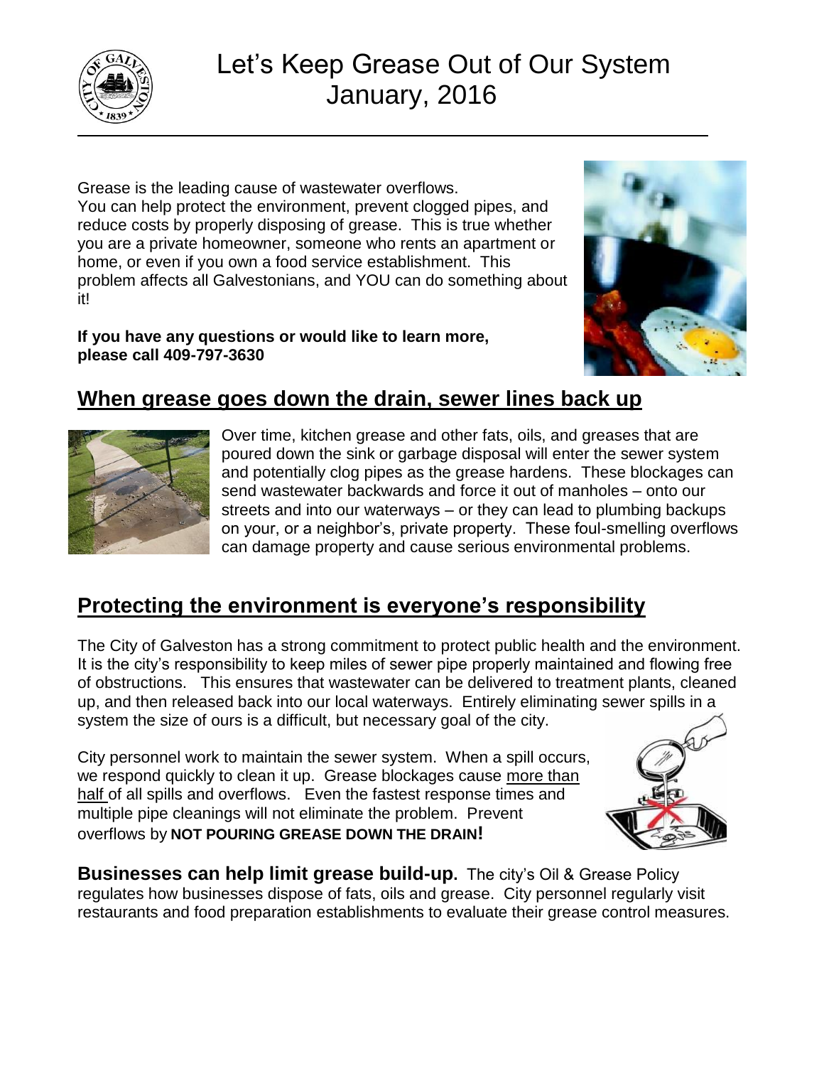# Let's Keep Grease Out of Our System
January, 2016

Grease is the leading cause of wastewater overflows.
You can help protect the environment, prevent clogged pipes, and reduce costs by properly disposing of grease. This is true whether you are a private homeowner, someone who rents an apartment or home, or even if you own a food service establishment. This problem affects all Galvestonians, and YOU can do something about it!

**If you have any questions or would like to learn more, please call 409-797-3630**

## When grease goes down the drain, sewer lines back up

Over time, kitchen grease and other fats, oils, and greases that are poured down the sink or garbage disposal will enter the sewer system and potentially clog pipes as the grease hardens. These blockages can send wastewater backwards and force it out of manholes – onto our streets and into our waterways – or they can lead to plumbing backups on your, or a neighbor's, private property. These foul-smelling overflows can damage property and cause serious environmental problems.

## Protecting the environment is everyone's responsibility

The City of Galveston has a strong commitment to protect public health and the environment. It is the city's responsibility to keep miles of sewer pipe properly maintained and flowing free of obstructions. This ensures that wastewater can be delivered to treatment plants, cleaned up, and then released back into our local waterways. Entirely eliminating sewer spills in a system the size of ours is a difficult, but necessary goal of the city.

City personnel work to maintain the sewer system. When a spill occurs, we respond quickly to clean it up. Grease blockages cause more than half of all spills and overflows. Even the fastest response times and multiple pipe cleanings will not eliminate the problem. Prevent overflows by **NOT POURING GREASE DOWN THE DRAIN!**

**Businesses can help limit grease build-up.** The city's Oil & Grease Policy regulates how businesses dispose of fats, oils and grease. City personnel regularly visit restaurants and food preparation establishments to evaluate their grease control measures.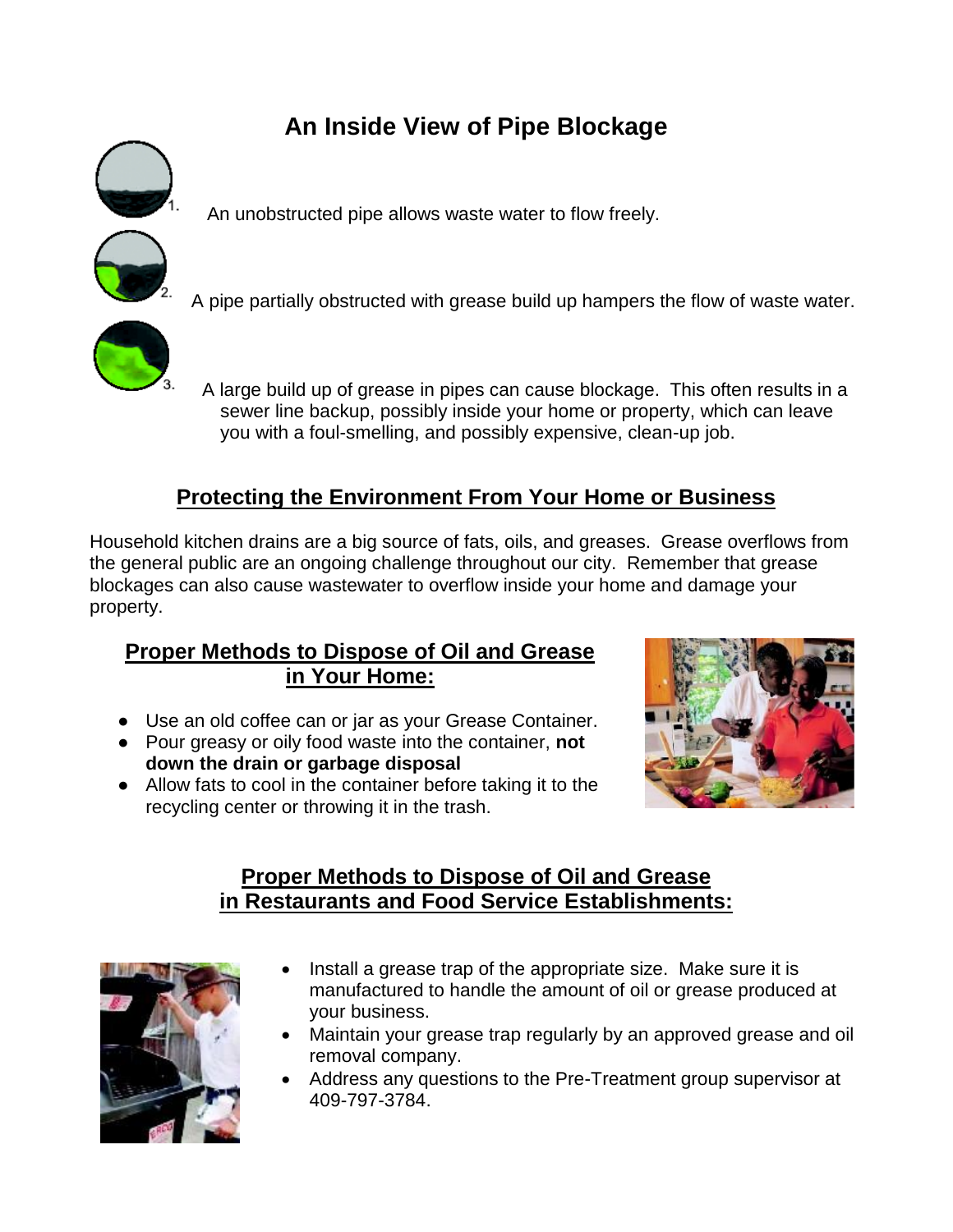# An Inside View of Pipe Blockage

1. An unobstructed pipe allows waste water to flow freely.

2. A pipe partially obstructed with grease build up hampers the flow of waste water.

3. A large build up of grease in pipes can cause blockage. This often results in a sewer line backup, possibly inside your home or property, which can leave you with a foul-smelling, and possibly expensive, clean-up job.

## Protecting the Environment From Your Home or Business

Household kitchen drains are a big source of fats, oils, and greases. Grease overflows from the general public are an ongoing challenge throughout our city. Remember that grease blockages can also cause wastewater to overflow inside your home and damage your property.

## Proper Methods to Dispose of Oil and Grease in Your Home:

- Use an old coffee can or jar as your Grease Container.
- Pour greasy or oily food waste into the container, **not down the drain or garbage disposal**
- Allow fats to cool in the container before taking it to the recycling center or throwing it in the trash.

## Proper Methods to Dispose of Oil and Grease in Restaurants and Food Service Establishments:

- Install a grease trap of the appropriate size. Make sure it is manufactured to handle the amount of oil or grease produced at your business.
- Maintain your grease trap regularly by an approved grease and oil removal company.
- Address any questions to the Pre-Treatment group supervisor at 409-797-3784.